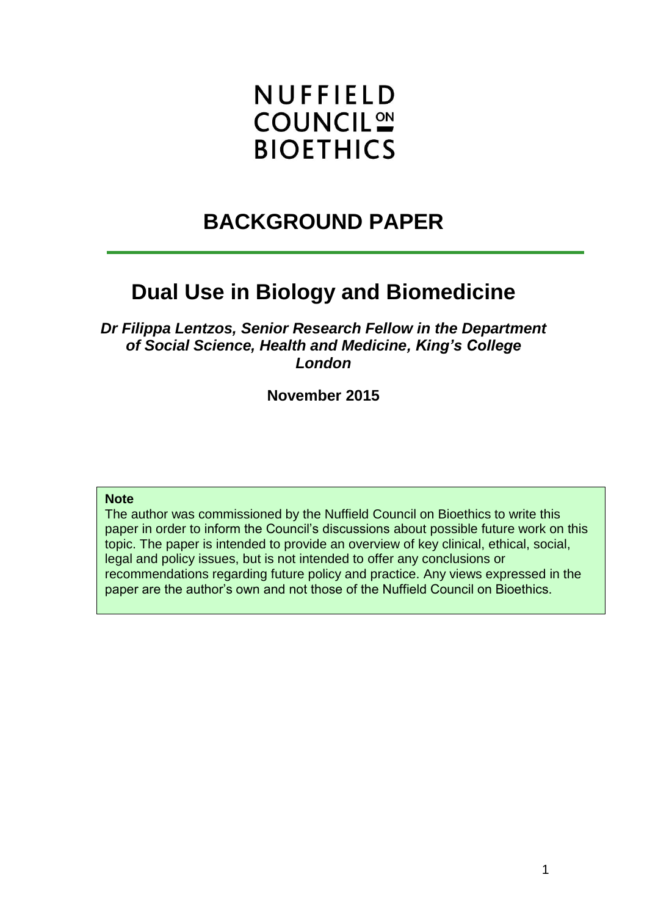NUFFIELD
COUNCIL ON
BIOETHICS

# BACKGROUND PAPER

# Dual Use in Biology and Biomedicine

***Dr Filippa Lentzos, Senior Research Fellow in the Department of Social Science, Health and Medicine, King's College London***

**November 2015**

**Note**

The author was commissioned by the Nuffield Council on Bioethics to write this paper in order to inform the Council's discussions about possible future work on this topic. The paper is intended to provide an overview of key clinical, ethical, social, legal and policy issues, but is not intended to offer any conclusions or recommendations regarding future policy and practice. Any views expressed in the paper are the author's own and not those of the Nuffield Council on Bioethics.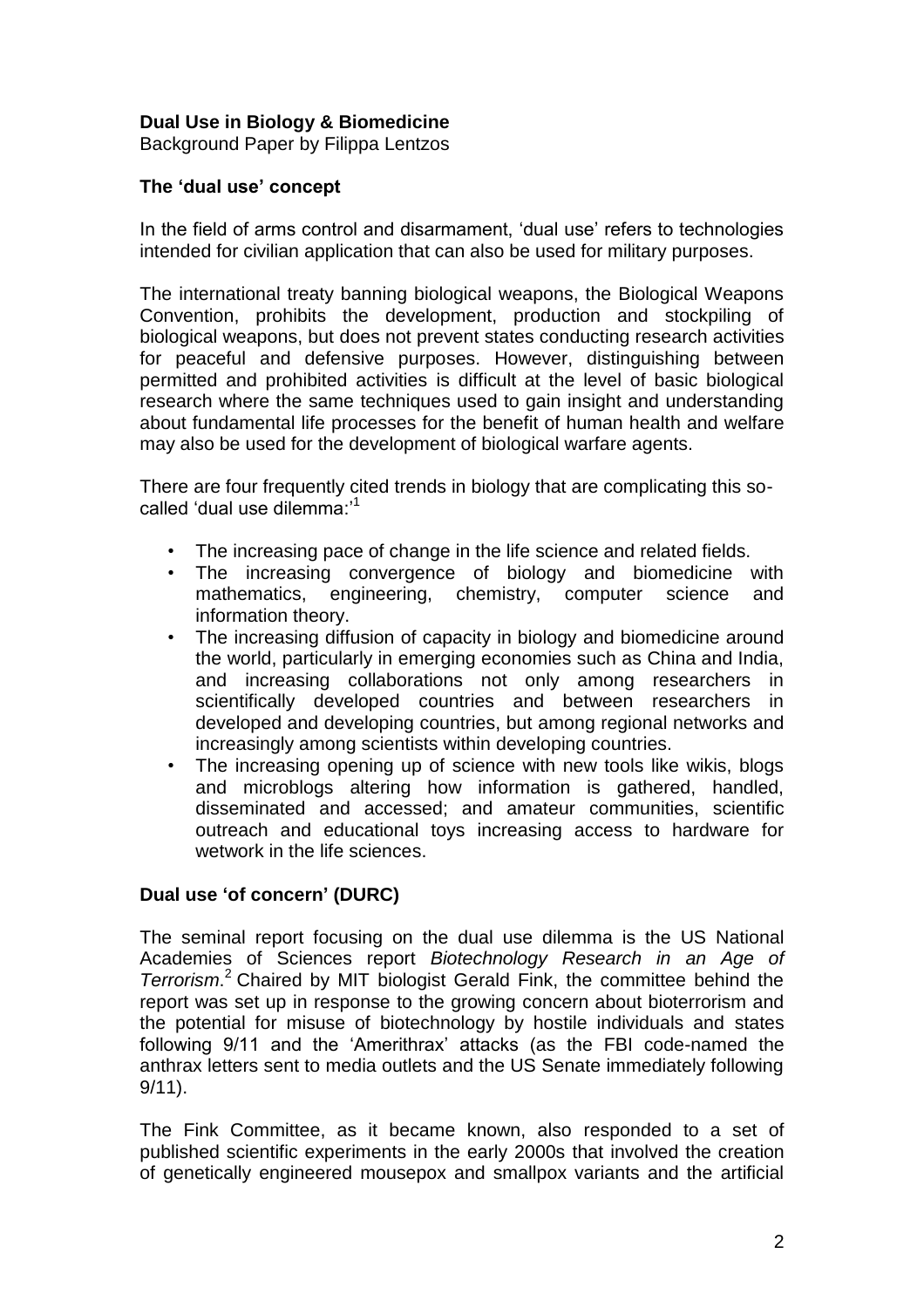**Dual Use in Biology & Biomedicine**

Background Paper by Filippa Lentzos

**The 'dual use' concept**

In the field of arms control and disarmament, 'dual use' refers to technologies intended for civilian application that can also be used for military purposes.

The international treaty banning biological weapons, the Biological Weapons Convention, prohibits the development, production and stockpiling of biological weapons, but does not prevent states conducting research activities for peaceful and defensive purposes. However, distinguishing between permitted and prohibited activities is difficult at the level of basic biological research where the same techniques used to gain insight and understanding about fundamental life processes for the benefit of human health and welfare may also be used for the development of biological warfare agents.

There are four frequently cited trends in biology that are complicating this so-called 'dual use dilemma:'[1]

- The increasing pace of change in the life science and related fields.
- The increasing convergence of biology and biomedicine with mathematics, engineering, chemistry, computer science and information theory.
- The increasing diffusion of capacity in biology and biomedicine around the world, particularly in emerging economies such as China and India, and increasing collaborations not only among researchers in scientifically developed countries and between researchers in developed and developing countries, but among regional networks and increasingly among scientists within developing countries.
- The increasing opening up of science with new tools like wikis, blogs and microblogs altering how information is gathered, handled, disseminated and accessed; and amateur communities, scientific outreach and educational toys increasing access to hardware for wetwork in the life sciences.

**Dual use 'of concern' (DURC)**

The seminal report focusing on the dual use dilemma is the US National Academies of Sciences report *Biotechnology Research in an Age of Terrorism*.[2] Chaired by MIT biologist Gerald Fink, the committee behind the report was set up in response to the growing concern about bioterrorism and the potential for misuse of biotechnology by hostile individuals and states following 9/11 and the 'Amerithrax' attacks (as the FBI code-named the anthrax letters sent to media outlets and the US Senate immediately following 9/11).

The Fink Committee, as it became known, also responded to a set of published scientific experiments in the early 2000s that involved the creation of genetically engineered mousepox and smallpox variants and the artificial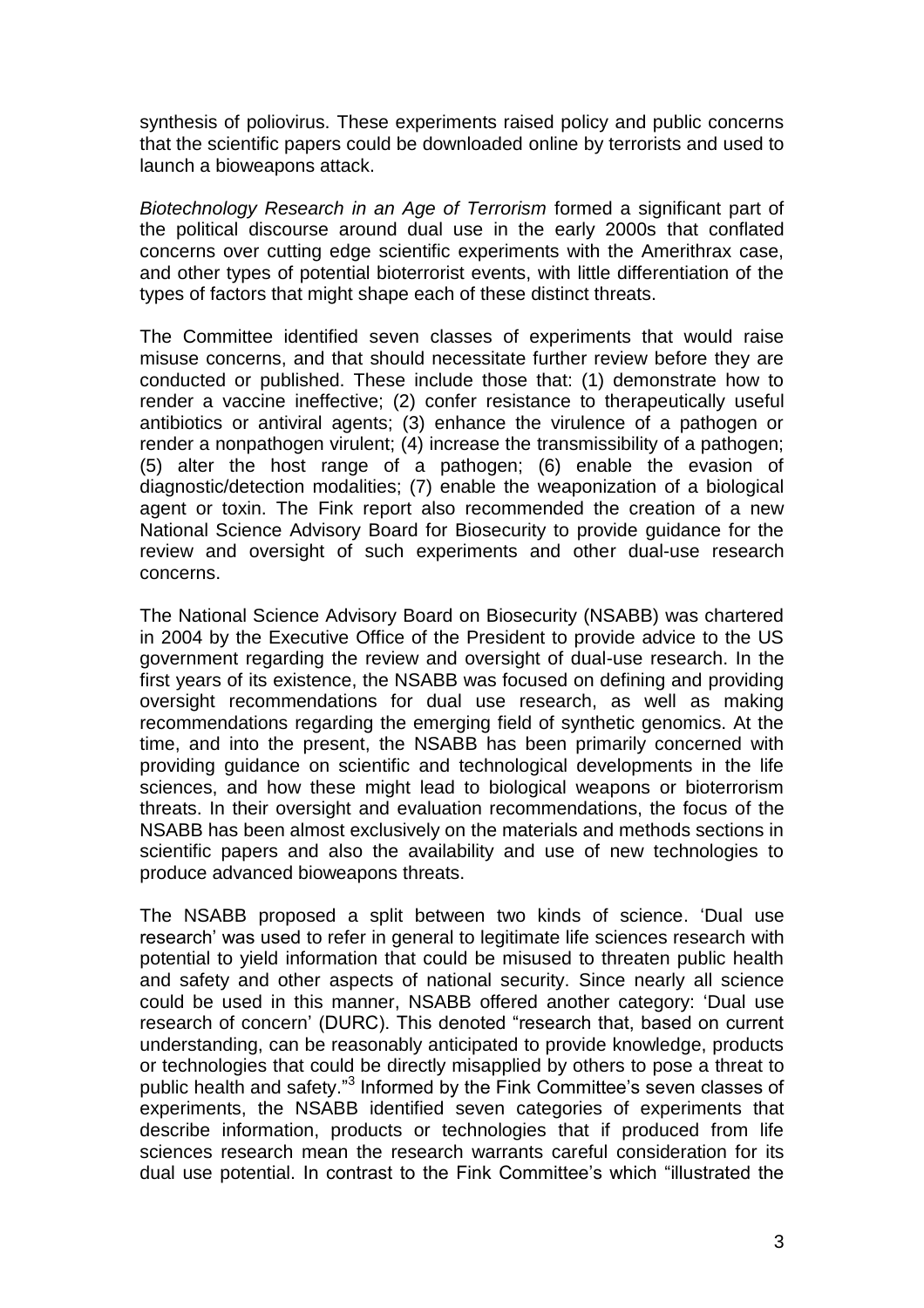synthesis of poliovirus. These experiments raised policy and public concerns that the scientific papers could be downloaded online by terrorists and used to launch a bioweapons attack.

*Biotechnology Research in an Age of Terrorism* formed a significant part of the political discourse around dual use in the early 2000s that conflated concerns over cutting edge scientific experiments with the Amerithrax case, and other types of potential bioterrorist events, with little differentiation of the types of factors that might shape each of these distinct threats.

The Committee identified seven classes of experiments that would raise misuse concerns, and that should necessitate further review before they are conducted or published. These include those that: (1) demonstrate how to render a vaccine ineffective; (2) confer resistance to therapeutically useful antibiotics or antiviral agents; (3) enhance the virulence of a pathogen or render a nonpathogen virulent; (4) increase the transmissibility of a pathogen; (5) alter the host range of a pathogen; (6) enable the evasion of diagnostic/detection modalities; (7) enable the weaponization of a biological agent or toxin. The Fink report also recommended the creation of a new National Science Advisory Board for Biosecurity to provide guidance for the review and oversight of such experiments and other dual-use research concerns.

The National Science Advisory Board on Biosecurity (NSABB) was chartered in 2004 by the Executive Office of the President to provide advice to the US government regarding the review and oversight of dual-use research. In the first years of its existence, the NSABB was focused on defining and providing oversight recommendations for dual use research, as well as making recommendations regarding the emerging field of synthetic genomics. At the time, and into the present, the NSABB has been primarily concerned with providing guidance on scientific and technological developments in the life sciences, and how these might lead to biological weapons or bioterrorism threats. In their oversight and evaluation recommendations, the focus of the NSABB has been almost exclusively on the materials and methods sections in scientific papers and also the availability and use of new technologies to produce advanced bioweapons threats.

The NSABB proposed a split between two kinds of science. 'Dual use research' was used to refer in general to legitimate life sciences research with potential to yield information that could be misused to threaten public health and safety and other aspects of national security. Since nearly all science could be used in this manner, NSABB offered another category: 'Dual use research of concern' (DURC). This denoted "research that, based on current understanding, can be reasonably anticipated to provide knowledge, products or technologies that could be directly misapplied by others to pose a threat to public health and safety."[3] Informed by the Fink Committee's seven classes of experiments, the NSABB identified seven categories of experiments that describe information, products or technologies that if produced from life sciences research mean the research warrants careful consideration for its dual use potential. In contrast to the Fink Committee's which "illustrated the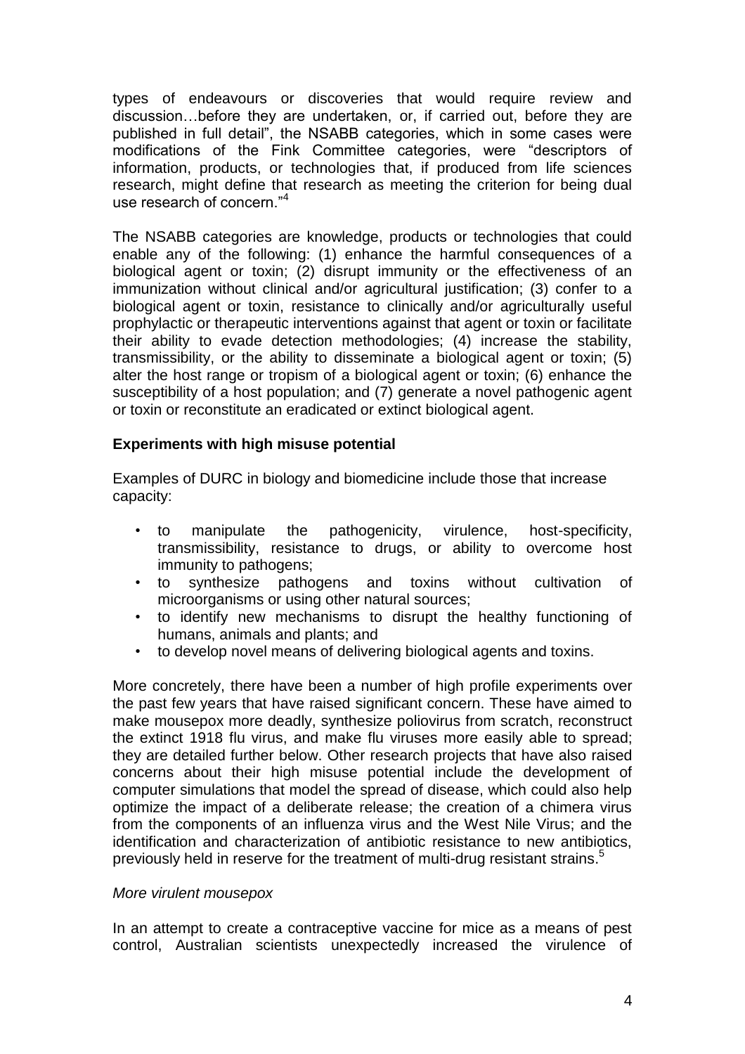types of endeavours or discoveries that would require review and discussion…before they are undertaken, or, if carried out, before they are published in full detail", the NSABB categories, which in some cases were modifications of the Fink Committee categories, were "descriptors of information, products, or technologies that, if produced from life sciences research, might define that research as meeting the criterion for being dual use research of concern."[4]

The NSABB categories are knowledge, products or technologies that could enable any of the following: (1) enhance the harmful consequences of a biological agent or toxin; (2) disrupt immunity or the effectiveness of an immunization without clinical and/or agricultural justification; (3) confer to a biological agent or toxin, resistance to clinically and/or agriculturally useful prophylactic or therapeutic interventions against that agent or toxin or facilitate their ability to evade detection methodologies; (4) increase the stability, transmissibility, or the ability to disseminate a biological agent or toxin; (5) alter the host range or tropism of a biological agent or toxin; (6) enhance the susceptibility of a host population; and (7) generate a novel pathogenic agent or toxin or reconstitute an eradicated or extinct biological agent.

**Experiments with high misuse potential**

Examples of DURC in biology and biomedicine include those that increase capacity:

- to manipulate the pathogenicity, virulence, host-specificity, transmissibility, resistance to drugs, or ability to overcome host immunity to pathogens;
- to synthesize pathogens and toxins without cultivation of microorganisms or using other natural sources;
- to identify new mechanisms to disrupt the healthy functioning of humans, animals and plants; and
- to develop novel means of delivering biological agents and toxins.

More concretely, there have been a number of high profile experiments over the past few years that have raised significant concern. These have aimed to make mousepox more deadly, synthesize poliovirus from scratch, reconstruct the extinct 1918 flu virus, and make flu viruses more easily able to spread; they are detailed further below. Other research projects that have also raised concerns about their high misuse potential include the development of computer simulations that model the spread of disease, which could also help optimize the impact of a deliberate release; the creation of a chimera virus from the components of an influenza virus and the West Nile Virus; and the identification and characterization of antibiotic resistance to new antibiotics, previously held in reserve for the treatment of multi-drug resistant strains.[5]

*More virulent mousepox*

In an attempt to create a contraceptive vaccine for mice as a means of pest control, Australian scientists unexpectedly increased the virulence of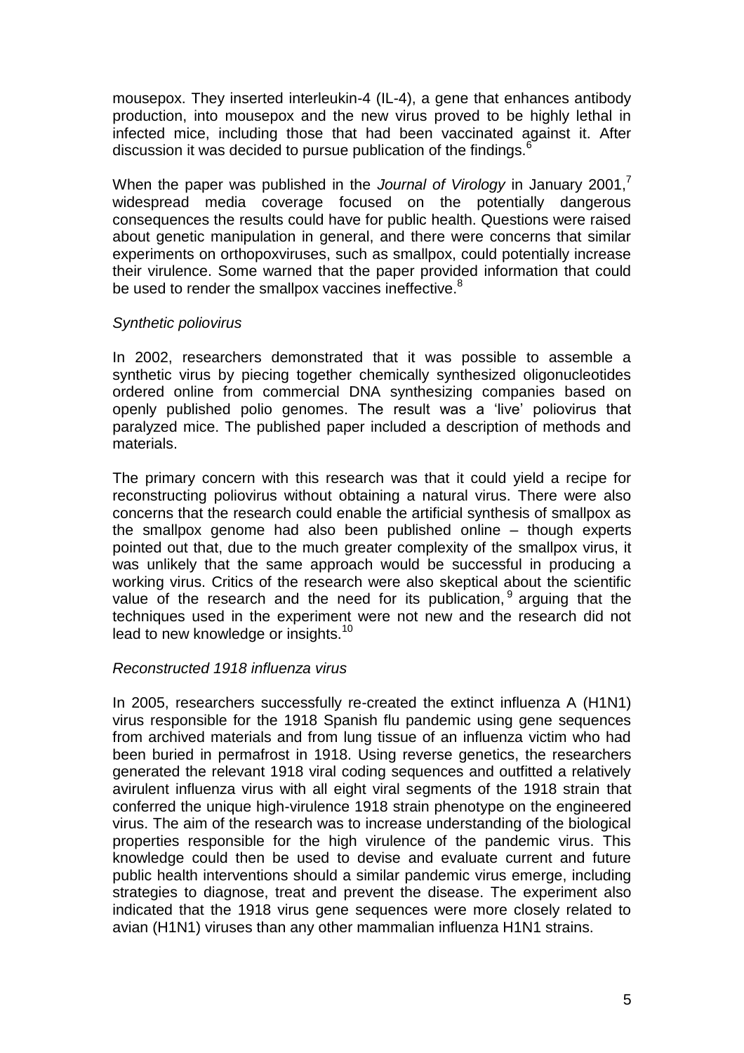mousepox. They inserted interleukin-4 (IL-4), a gene that enhances antibody production, into mousepox and the new virus proved to be highly lethal in infected mice, including those that had been vaccinated against it. After discussion it was decided to pursue publication of the findings.[6]

When the paper was published in the *Journal of Virology* in January 2001,[7] widespread media coverage focused on the potentially dangerous consequences the results could have for public health. Questions were raised about genetic manipulation in general, and there were concerns that similar experiments on orthopoxviruses, such as smallpox, could potentially increase their virulence. Some warned that the paper provided information that could be used to render the smallpox vaccines ineffective.[8]

*Synthetic poliovirus*

In 2002, researchers demonstrated that it was possible to assemble a synthetic virus by piecing together chemically synthesized oligonucleotides ordered online from commercial DNA synthesizing companies based on openly published polio genomes. The result was a 'live' poliovirus that paralyzed mice. The published paper included a description of methods and materials.

The primary concern with this research was that it could yield a recipe for reconstructing poliovirus without obtaining a natural virus. There were also concerns that the research could enable the artificial synthesis of smallpox as the smallpox genome had also been published online – though experts pointed out that, due to the much greater complexity of the smallpox virus, it was unlikely that the same approach would be successful in producing a working virus. Critics of the research were also skeptical about the scientific value of the research and the need for its publication,[9] arguing that the techniques used in the experiment were not new and the research did not lead to new knowledge or insights.[10]

*Reconstructed 1918 influenza virus*

In 2005, researchers successfully re-created the extinct influenza A (H1N1) virus responsible for the 1918 Spanish flu pandemic using gene sequences from archived materials and from lung tissue of an influenza victim who had been buried in permafrost in 1918. Using reverse genetics, the researchers generated the relevant 1918 viral coding sequences and outfitted a relatively avirulent influenza virus with all eight viral segments of the 1918 strain that conferred the unique high-virulence 1918 strain phenotype on the engineered virus. The aim of the research was to increase understanding of the biological properties responsible for the high virulence of the pandemic virus. This knowledge could then be used to devise and evaluate current and future public health interventions should a similar pandemic virus emerge, including strategies to diagnose, treat and prevent the disease. The experiment also indicated that the 1918 virus gene sequences were more closely related to avian (H1N1) viruses than any other mammalian influenza H1N1 strains.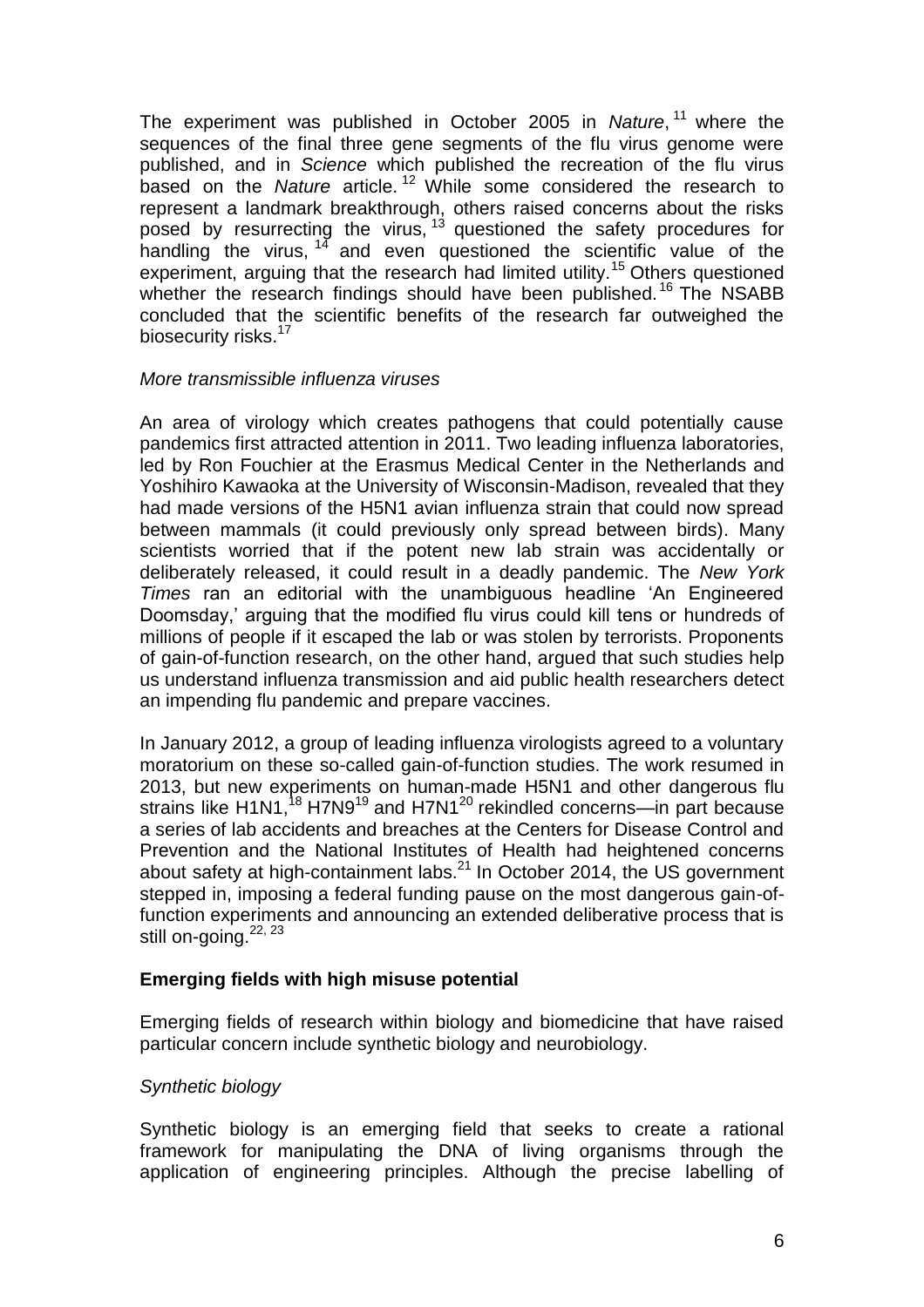The experiment was published in October 2005 in *Nature*,[11] where the sequences of the final three gene segments of the flu virus genome were published, and in *Science* which published the recreation of the flu virus based on the *Nature* article.[12] While some considered the research to represent a landmark breakthrough, others raised concerns about the risks posed by resurrecting the virus,[13] questioned the safety procedures for handling the virus,[14] and even questioned the scientific value of the experiment, arguing that the research had limited utility.[15] Others questioned whether the research findings should have been published.[16] The NSABB concluded that the scientific benefits of the research far outweighed the biosecurity risks.[17]

*More transmissible influenza viruses*

An area of virology which creates pathogens that could potentially cause pandemics first attracted attention in 2011. Two leading influenza laboratories, led by Ron Fouchier at the Erasmus Medical Center in the Netherlands and Yoshihiro Kawaoka at the University of Wisconsin-Madison, revealed that they had made versions of the H5N1 avian influenza strain that could now spread between mammals (it could previously only spread between birds). Many scientists worried that if the potent new lab strain was accidentally or deliberately released, it could result in a deadly pandemic. The *New York Times* ran an editorial with the unambiguous headline 'An Engineered Doomsday,' arguing that the modified flu virus could kill tens or hundreds of millions of people if it escaped the lab or was stolen by terrorists. Proponents of gain-of-function research, on the other hand, argued that such studies help us understand influenza transmission and aid public health researchers detect an impending flu pandemic and prepare vaccines.

In January 2012, a group of leading influenza virologists agreed to a voluntary moratorium on these so-called gain-of-function studies. The work resumed in 2013, but new experiments on human-made H5N1 and other dangerous flu strains like H1N1,[18] H7N9[19] and H7N1[20] rekindled concerns—in part because a series of lab accidents and breaches at the Centers for Disease Control and Prevention and the National Institutes of Health had heightened concerns about safety at high-containment labs.[21] In October 2014, the US government stepped in, imposing a federal funding pause on the most dangerous gain-of-function experiments and announcing an extended deliberative process that is still on-going.[22, 23]

**Emerging fields with high misuse potential**

Emerging fields of research within biology and biomedicine that have raised particular concern include synthetic biology and neurobiology.

*Synthetic biology*

Synthetic biology is an emerging field that seeks to create a rational framework for manipulating the DNA of living organisms through the application of engineering principles. Although the precise labelling of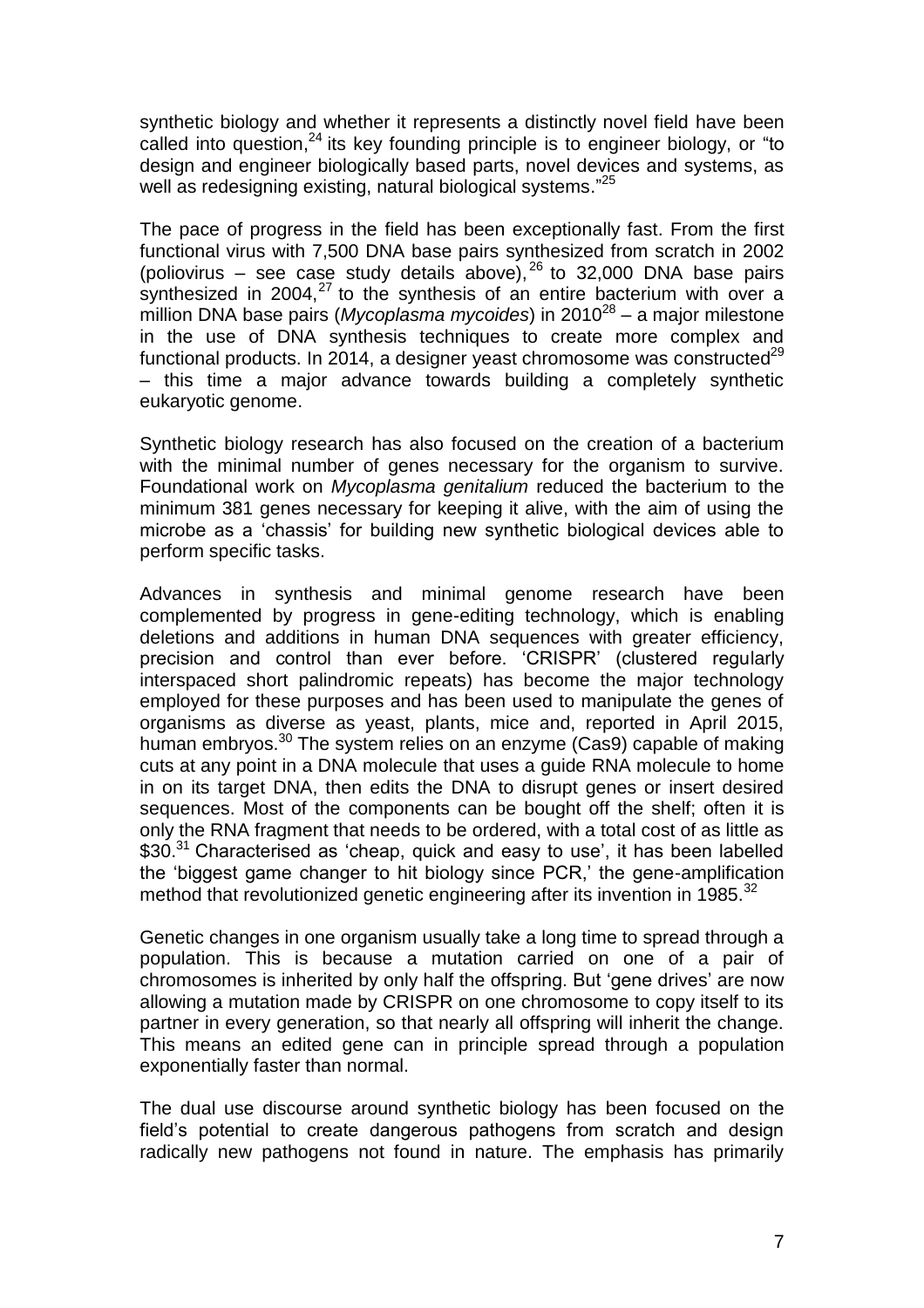synthetic biology and whether it represents a distinctly novel field have been called into question,[24] its key founding principle is to engineer biology, or "to design and engineer biologically based parts, novel devices and systems, as well as redesigning existing, natural biological systems."[25]

The pace of progress in the field has been exceptionally fast. From the first functional virus with 7,500 DNA base pairs synthesized from scratch in 2002 (poliovirus – see case study details above),[26] to 32,000 DNA base pairs synthesized in 2004,[27] to the synthesis of an entire bacterium with over a million DNA base pairs (*Mycoplasma mycoides*) in 2010[28] – a major milestone in the use of DNA synthesis techniques to create more complex and functional products. In 2014, a designer yeast chromosome was constructed[29] – this time a major advance towards building a completely synthetic eukaryotic genome.

Synthetic biology research has also focused on the creation of a bacterium with the minimal number of genes necessary for the organism to survive. Foundational work on *Mycoplasma genitalium* reduced the bacterium to the minimum 381 genes necessary for keeping it alive, with the aim of using the microbe as a 'chassis' for building new synthetic biological devices able to perform specific tasks.

Advances in synthesis and minimal genome research have been complemented by progress in gene-editing technology, which is enabling deletions and additions in human DNA sequences with greater efficiency, precision and control than ever before. 'CRISPR' (clustered regularly interspaced short palindromic repeats) has become the major technology employed for these purposes and has been used to manipulate the genes of organisms as diverse as yeast, plants, mice and, reported in April 2015, human embryos.[30] The system relies on an enzyme (Cas9) capable of making cuts at any point in a DNA molecule that uses a guide RNA molecule to home in on its target DNA, then edits the DNA to disrupt genes or insert desired sequences. Most of the components can be bought off the shelf; often it is only the RNA fragment that needs to be ordered, with a total cost of as little as $30.[31] Characterised as 'cheap, quick and easy to use', it has been labelled the 'biggest game changer to hit biology since PCR,' the gene-amplification method that revolutionized genetic engineering after its invention in 1985.[32]

Genetic changes in one organism usually take a long time to spread through a population. This is because a mutation carried on one of a pair of chromosomes is inherited by only half the offspring. But 'gene drives' are now allowing a mutation made by CRISPR on one chromosome to copy itself to its partner in every generation, so that nearly all offspring will inherit the change. This means an edited gene can in principle spread through a population exponentially faster than normal.

The dual use discourse around synthetic biology has been focused on the field's potential to create dangerous pathogens from scratch and design radically new pathogens not found in nature. The emphasis has primarily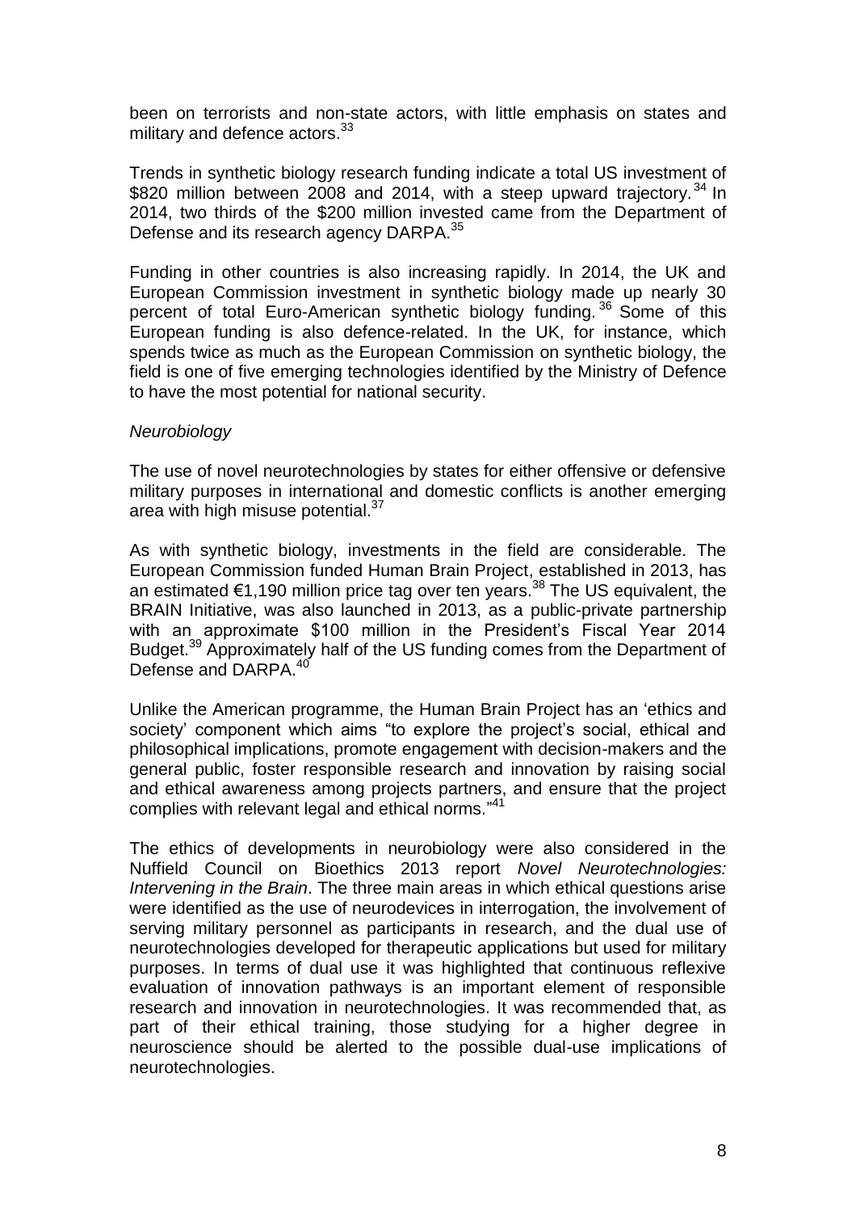been on terrorists and non-state actors, with little emphasis on states and military and defence actors.[33]

Trends in synthetic biology research funding indicate a total US investment of $820 million between 2008 and 2014, with a steep upward trajectory.[34] In 2014, two thirds of the $200 million invested came from the Department of Defense and its research agency DARPA.[35]

Funding in other countries is also increasing rapidly. In 2014, the UK and European Commission investment in synthetic biology made up nearly 30 percent of total Euro-American synthetic biology funding.[36] Some of this European funding is also defence-related. In the UK, for instance, which spends twice as much as the European Commission on synthetic biology, the field is one of five emerging technologies identified by the Ministry of Defence to have the most potential for national security.

*Neurobiology*

The use of novel neurotechnologies by states for either offensive or defensive military purposes in international and domestic conflicts is another emerging area with high misuse potential.[37]

As with synthetic biology, investments in the field are considerable. The European Commission funded Human Brain Project, established in 2013, has an estimated €1,190 million price tag over ten years.[38] The US equivalent, the BRAIN Initiative, was also launched in 2013, as a public-private partnership with an approximate $100 million in the President's Fiscal Year 2014 Budget.[39] Approximately half of the US funding comes from the Department of Defense and DARPA.[40]

Unlike the American programme, the Human Brain Project has an 'ethics and society' component which aims "to explore the project's social, ethical and philosophical implications, promote engagement with decision-makers and the general public, foster responsible research and innovation by raising social and ethical awareness among projects partners, and ensure that the project complies with relevant legal and ethical norms."[41]

The ethics of developments in neurobiology were also considered in the Nuffield Council on Bioethics 2013 report *Novel Neurotechnologies: Intervening in the Brain*. The three main areas in which ethical questions arise were identified as the use of neurodevices in interrogation, the involvement of serving military personnel as participants in research, and the dual use of neurotechnologies developed for therapeutic applications but used for military purposes. In terms of dual use it was highlighted that continuous reflexive evaluation of innovation pathways is an important element of responsible research and innovation in neurotechnologies. It was recommended that, as part of their ethical training, those studying for a higher degree in neuroscience should be alerted to the possible dual-use implications of neurotechnologies.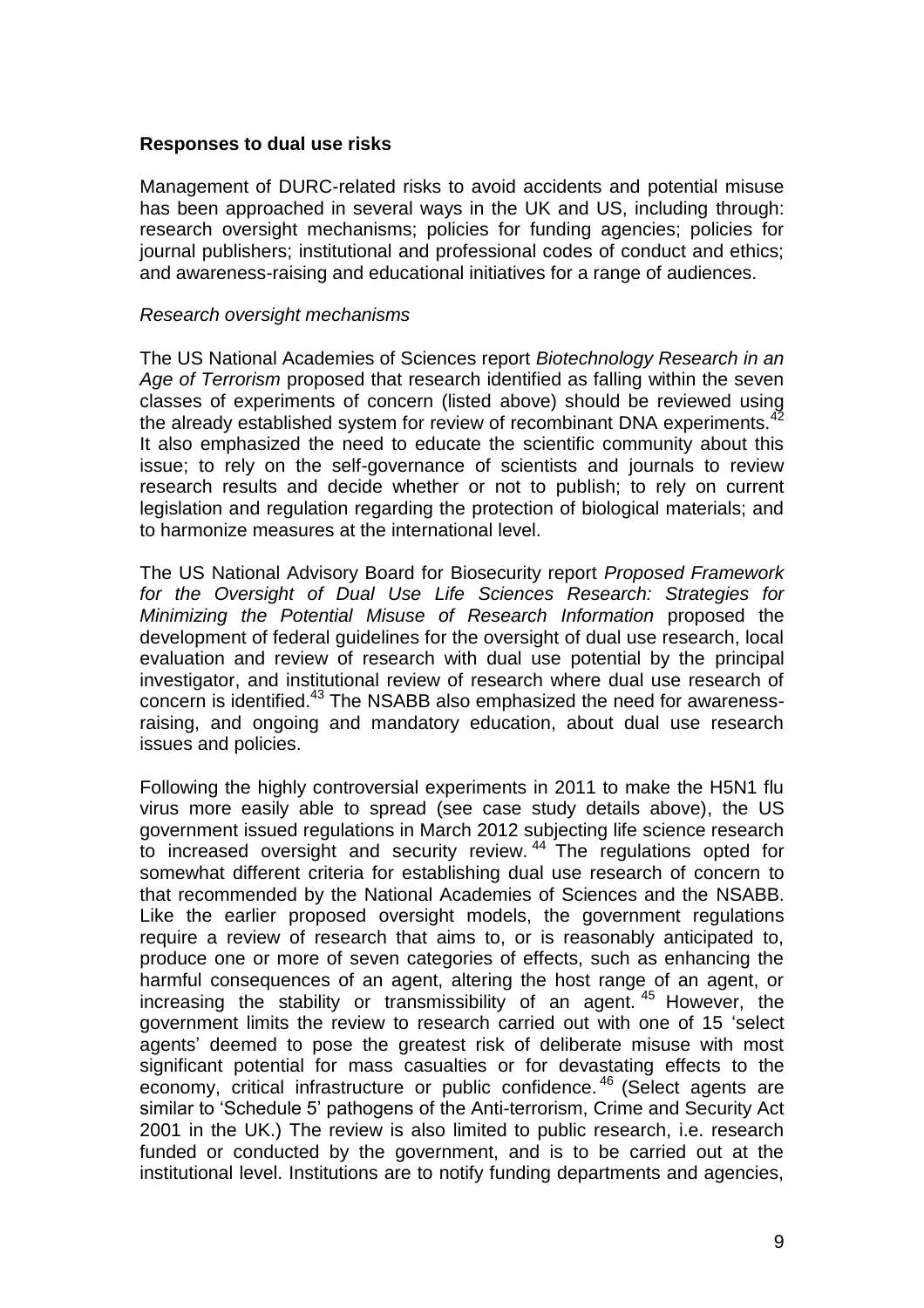**Responses to dual use risks**

Management of DURC-related risks to avoid accidents and potential misuse has been approached in several ways in the UK and US, including through: research oversight mechanisms; policies for funding agencies; policies for journal publishers; institutional and professional codes of conduct and ethics; and awareness-raising and educational initiatives for a range of audiences.

*Research oversight mechanisms*

The US National Academies of Sciences report *Biotechnology Research in an Age of Terrorism* proposed that research identified as falling within the seven classes of experiments of concern (listed above) should be reviewed using the already established system for review of recombinant DNA experiments.[42] It also emphasized the need to educate the scientific community about this issue; to rely on the self-governance of scientists and journals to review research results and decide whether or not to publish; to rely on current legislation and regulation regarding the protection of biological materials; and to harmonize measures at the international level.

The US National Advisory Board for Biosecurity report *Proposed Framework for the Oversight of Dual Use Life Sciences Research: Strategies for Minimizing the Potential Misuse of Research Information* proposed the development of federal guidelines for the oversight of dual use research, local evaluation and review of research with dual use potential by the principal investigator, and institutional review of research where dual use research of concern is identified.[43] The NSABB also emphasized the need for awareness-raising, and ongoing and mandatory education, about dual use research issues and policies.

Following the highly controversial experiments in 2011 to make the H5N1 flu virus more easily able to spread (see case study details above), the US government issued regulations in March 2012 subjecting life science research to increased oversight and security review.[44] The regulations opted for somewhat different criteria for establishing dual use research of concern to that recommended by the National Academies of Sciences and the NSABB. Like the earlier proposed oversight models, the government regulations require a review of research that aims to, or is reasonably anticipated to, produce one or more of seven categories of effects, such as enhancing the harmful consequences of an agent, altering the host range of an agent, or increasing the stability or transmissibility of an agent.[45] However, the government limits the review to research carried out with one of 15 'select agents' deemed to pose the greatest risk of deliberate misuse with most significant potential for mass casualties or for devastating effects to the economy, critical infrastructure or public confidence.[46] (Select agents are similar to 'Schedule 5' pathogens of the Anti-terrorism, Crime and Security Act 2001 in the UK.) The review is also limited to public research, i.e. research funded or conducted by the government, and is to be carried out at the institutional level. Institutions are to notify funding departments and agencies,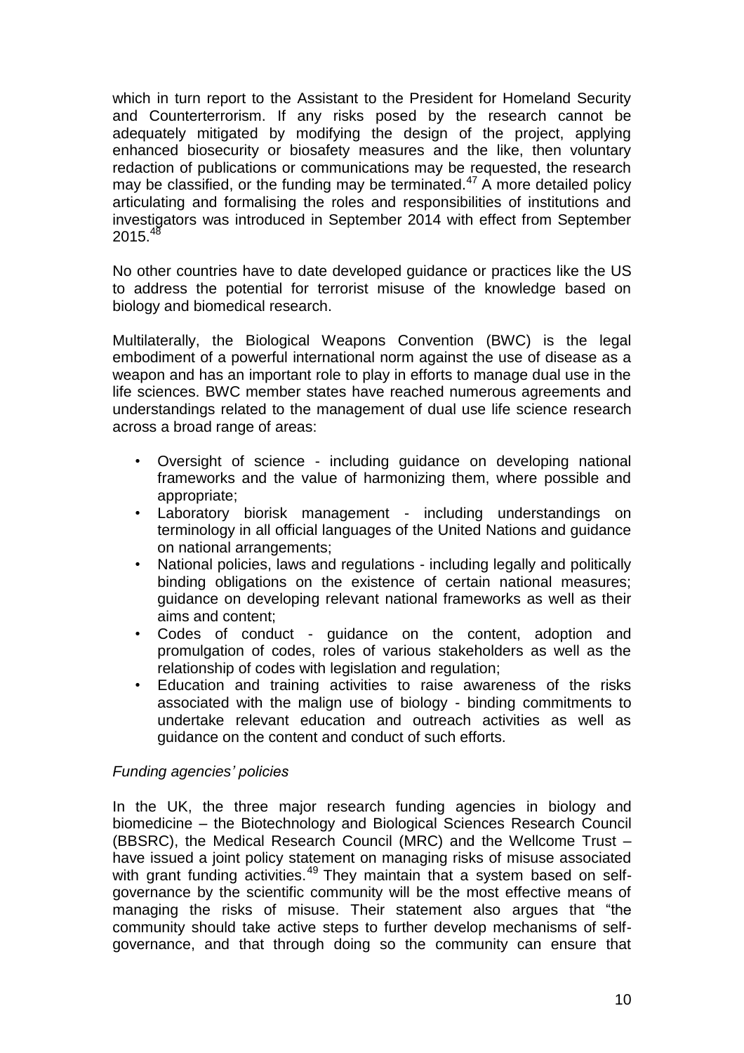which in turn report to the Assistant to the President for Homeland Security and Counterterrorism. If any risks posed by the research cannot be adequately mitigated by modifying the design of the project, applying enhanced biosecurity or biosafety measures and the like, then voluntary redaction of publications or communications may be requested, the research may be classified, or the funding may be terminated.[47] A more detailed policy articulating and formalising the roles and responsibilities of institutions and investigators was introduced in September 2014 with effect from September 2015.[48]

No other countries have to date developed guidance or practices like the US to address the potential for terrorist misuse of the knowledge based on biology and biomedical research.

Multilaterally, the Biological Weapons Convention (BWC) is the legal embodiment of a powerful international norm against the use of disease as a weapon and has an important role to play in efforts to manage dual use in the life sciences. BWC member states have reached numerous agreements and understandings related to the management of dual use life science research across a broad range of areas:

- Oversight of science - including guidance on developing national frameworks and the value of harmonizing them, where possible and appropriate;
- Laboratory biorisk management - including understandings on terminology in all official languages of the United Nations and guidance on national arrangements;
- National policies, laws and regulations - including legally and politically binding obligations on the existence of certain national measures; guidance on developing relevant national frameworks as well as their aims and content;
- Codes of conduct - guidance on the content, adoption and promulgation of codes, roles of various stakeholders as well as the relationship of codes with legislation and regulation;
- Education and training activities to raise awareness of the risks associated with the malign use of biology - binding commitments to undertake relevant education and outreach activities as well as guidance on the content and conduct of such efforts.

*Funding agencies' policies*

In the UK, the three major research funding agencies in biology and biomedicine – the Biotechnology and Biological Sciences Research Council (BBSRC), the Medical Research Council (MRC) and the Wellcome Trust – have issued a joint policy statement on managing risks of misuse associated with grant funding activities.[49] They maintain that a system based on self-governance by the scientific community will be the most effective means of managing the risks of misuse. Their statement also argues that "the community should take active steps to further develop mechanisms of self-governance, and that through doing so the community can ensure that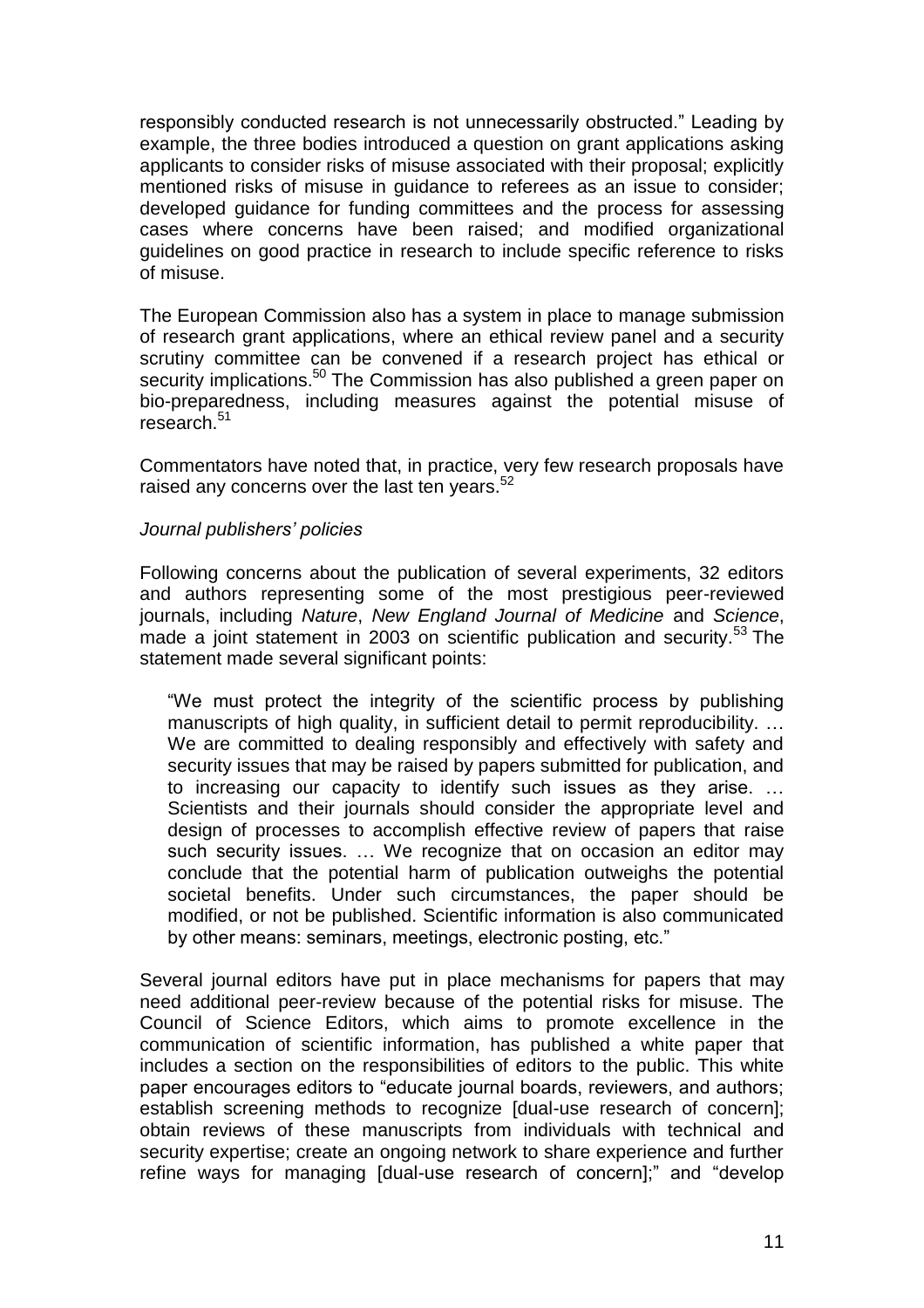responsibly conducted research is not unnecessarily obstructed." Leading by example, the three bodies introduced a question on grant applications asking applicants to consider risks of misuse associated with their proposal; explicitly mentioned risks of misuse in guidance to referees as an issue to consider; developed guidance for funding committees and the process for assessing cases where concerns have been raised; and modified organizational guidelines on good practice in research to include specific reference to risks of misuse.

The European Commission also has a system in place to manage submission of research grant applications, where an ethical review panel and a security scrutiny committee can be convened if a research project has ethical or security implications.[50] The Commission has also published a green paper on bio-preparedness, including measures against the potential misuse of research.[51]

Commentators have noted that, in practice, very few research proposals have raised any concerns over the last ten years.[52]

*Journal publishers' policies*

Following concerns about the publication of several experiments, 32 editors and authors representing some of the most prestigious peer-reviewed journals, including *Nature*, *New England Journal of Medicine* and *Science*, made a joint statement in 2003 on scientific publication and security.[53] The statement made several significant points:

> "We must protect the integrity of the scientific process by publishing manuscripts of high quality, in sufficient detail to permit reproducibility. … We are committed to dealing responsibly and effectively with safety and security issues that may be raised by papers submitted for publication, and to increasing our capacity to identify such issues as they arise. … Scientists and their journals should consider the appropriate level and design of processes to accomplish effective review of papers that raise such security issues. … We recognize that on occasion an editor may conclude that the potential harm of publication outweighs the potential societal benefits. Under such circumstances, the paper should be modified, or not be published. Scientific information is also communicated by other means: seminars, meetings, electronic posting, etc."

Several journal editors have put in place mechanisms for papers that may need additional peer-review because of the potential risks for misuse. The Council of Science Editors, which aims to promote excellence in the communication of scientific information, has published a white paper that includes a section on the responsibilities of editors to the public. This white paper encourages editors to "educate journal boards, reviewers, and authors; establish screening methods to recognize [dual-use research of concern]; obtain reviews of these manuscripts from individuals with technical and security expertise; create an ongoing network to share experience and further refine ways for managing [dual-use research of concern];" and "develop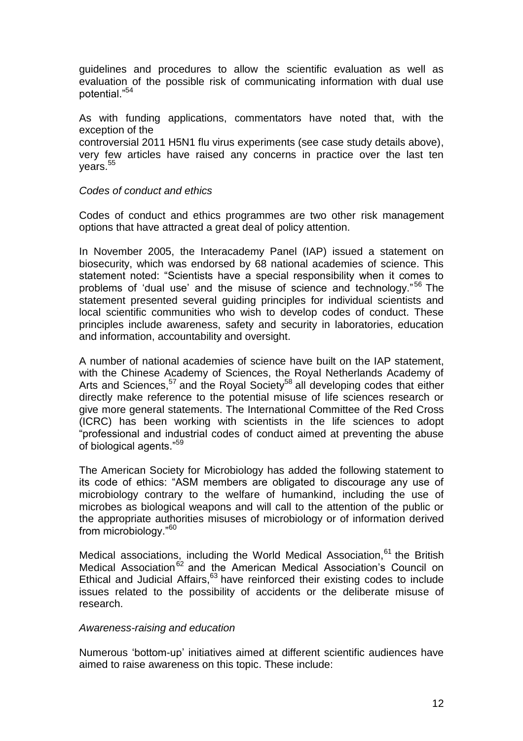guidelines and procedures to allow the scientific evaluation as well as evaluation of the possible risk of communicating information with dual use potential."[54]

As with funding applications, commentators have noted that, with the exception of the controversial 2011 H5N1 flu virus experiments (see case study details above), very few articles have raised any concerns in practice over the last ten years.[55]

*Codes of conduct and ethics*

Codes of conduct and ethics programmes are two other risk management options that have attracted a great deal of policy attention.

In November 2005, the Interacademy Panel (IAP) issued a statement on biosecurity, which was endorsed by 68 national academies of science. This statement noted: "Scientists have a special responsibility when it comes to problems of 'dual use' and the misuse of science and technology."[56] The statement presented several guiding principles for individual scientists and local scientific communities who wish to develop codes of conduct. These principles include awareness, safety and security in laboratories, education and information, accountability and oversight.

A number of national academies of science have built on the IAP statement, with the Chinese Academy of Sciences, the Royal Netherlands Academy of Arts and Sciences,[57] and the Royal Society[58] all developing codes that either directly make reference to the potential misuse of life sciences research or give more general statements. The International Committee of the Red Cross (ICRC) has been working with scientists in the life sciences to adopt "professional and industrial codes of conduct aimed at preventing the abuse of biological agents."[59]

The American Society for Microbiology has added the following statement to its code of ethics: "ASM members are obligated to discourage any use of microbiology contrary to the welfare of humankind, including the use of microbes as biological weapons and will call to the attention of the public or the appropriate authorities misuses of microbiology or of information derived from microbiology."[60]

Medical associations, including the World Medical Association,[61] the British Medical Association[62] and the American Medical Association's Council on Ethical and Judicial Affairs,[63] have reinforced their existing codes to include issues related to the possibility of accidents or the deliberate misuse of research.

*Awareness-raising and education*

Numerous 'bottom-up' initiatives aimed at different scientific audiences have aimed to raise awareness on this topic. These include: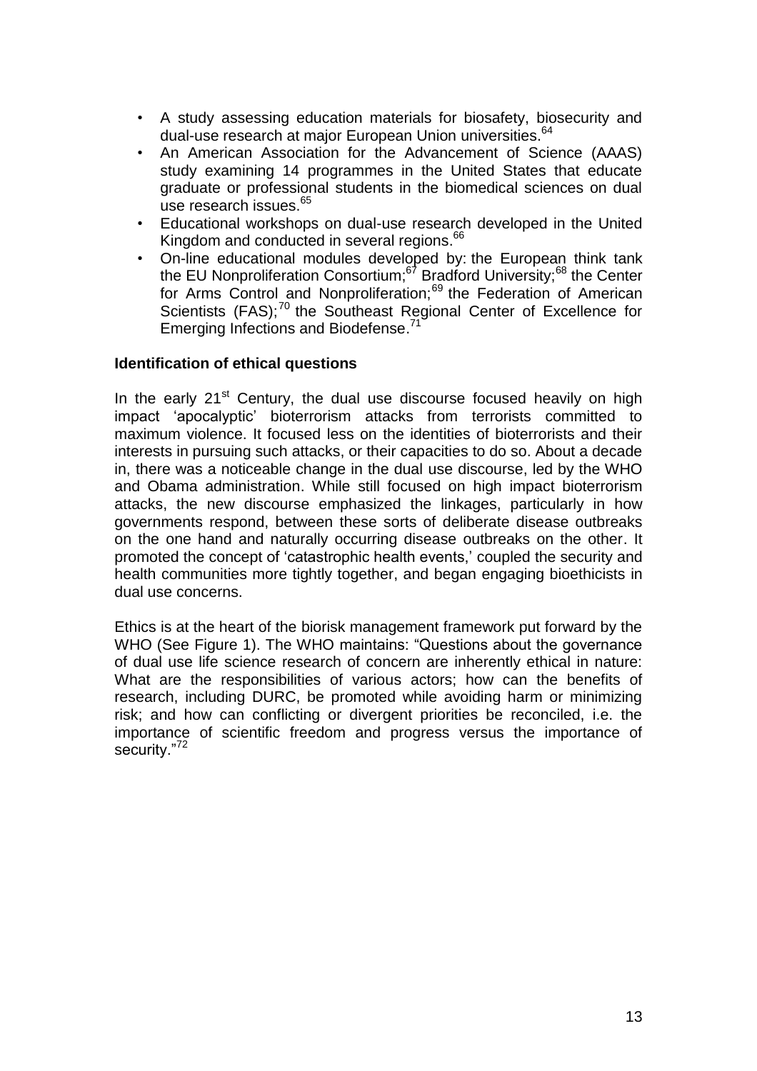- A study assessing education materials for biosafety, biosecurity and dual-use research at major European Union universities.[64]
- An American Association for the Advancement of Science (AAAS) study examining 14 programmes in the United States that educate graduate or professional students in the biomedical sciences on dual use research issues.[65]
- Educational workshops on dual-use research developed in the United Kingdom and conducted in several regions.[66]
- On-line educational modules developed by: the European think tank the EU Nonproliferation Consortium;[67] Bradford University;[68] the Center for Arms Control and Nonproliferation;[69] the Federation of American Scientists (FAS);[70] the Southeast Regional Center of Excellence for Emerging Infections and Biodefense.[71]

**Identification of ethical questions**

In the early 21st Century, the dual use discourse focused heavily on high impact 'apocalyptic' bioterrorism attacks from terrorists committed to maximum violence. It focused less on the identities of bioterrorists and their interests in pursuing such attacks, or their capacities to do so. About a decade in, there was a noticeable change in the dual use discourse, led by the WHO and Obama administration. While still focused on high impact bioterrorism attacks, the new discourse emphasized the linkages, particularly in how governments respond, between these sorts of deliberate disease outbreaks on the one hand and naturally occurring disease outbreaks on the other. It promoted the concept of 'catastrophic health events,' coupled the security and health communities more tightly together, and began engaging bioethicists in dual use concerns.

Ethics is at the heart of the biorisk management framework put forward by the WHO (See Figure 1). The WHO maintains: "Questions about the governance of dual use life science research of concern are inherently ethical in nature: What are the responsibilities of various actors; how can the benefits of research, including DURC, be promoted while avoiding harm or minimizing risk; and how can conflicting or divergent priorities be reconciled, i.e. the importance of scientific freedom and progress versus the importance of security."[72]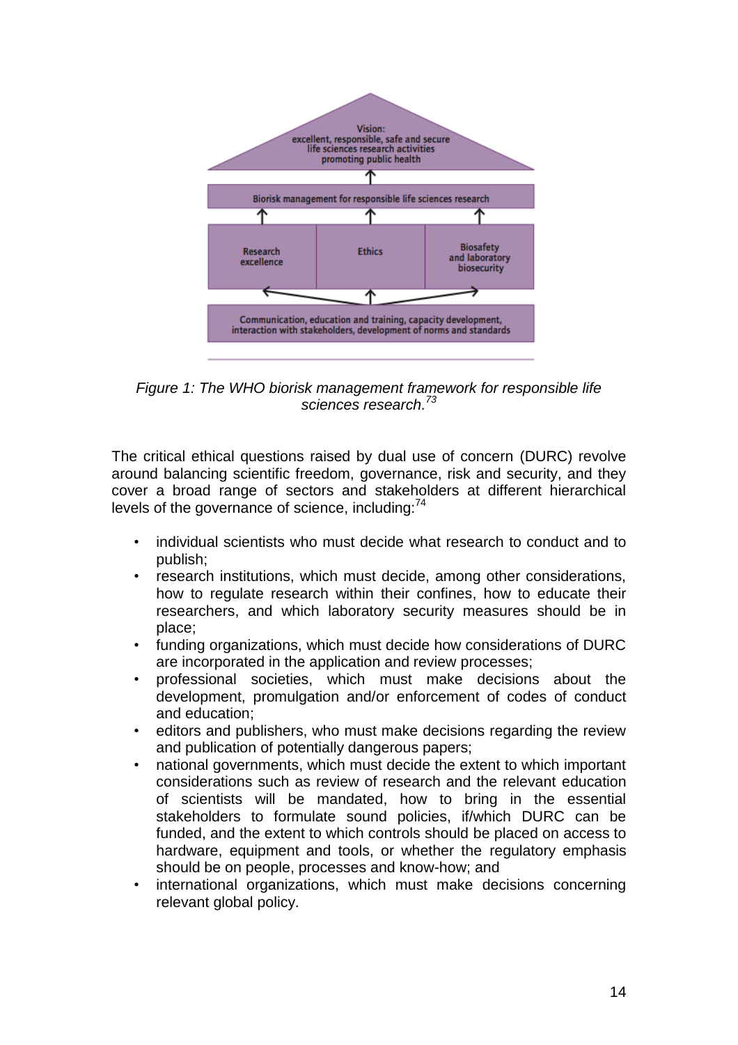Vision: excellent, responsible, safe and secure life sciences research activities promoting public health

Biorisk management for responsible life sciences research

Research excellence | Ethics | Biosafety and laboratory biosecurity

Communication, education and training, capacity development, interaction with stakeholders, development of norms and standards

*Figure 1: The WHO biorisk management framework for responsible life sciences research.[73]*

The critical ethical questions raised by dual use of concern (DURC) revolve around balancing scientific freedom, governance, risk and security, and they cover a broad range of sectors and stakeholders at different hierarchical levels of the governance of science, including:[74]

- individual scientists who must decide what research to conduct and to publish;
- research institutions, which must decide, among other considerations, how to regulate research within their confines, how to educate their researchers, and which laboratory security measures should be in place;
- funding organizations, which must decide how considerations of DURC are incorporated in the application and review processes;
- professional societies, which must make decisions about the development, promulgation and/or enforcement of codes of conduct and education;
- editors and publishers, who must make decisions regarding the review and publication of potentially dangerous papers;
- national governments, which must decide the extent to which important considerations such as review of research and the relevant education of scientists will be mandated, how to bring in the essential stakeholders to formulate sound policies, if/which DURC can be funded, and the extent to which controls should be placed on access to hardware, equipment and tools, or whether the regulatory emphasis should be on people, processes and know-how; and
- international organizations, which must make decisions concerning relevant global policy.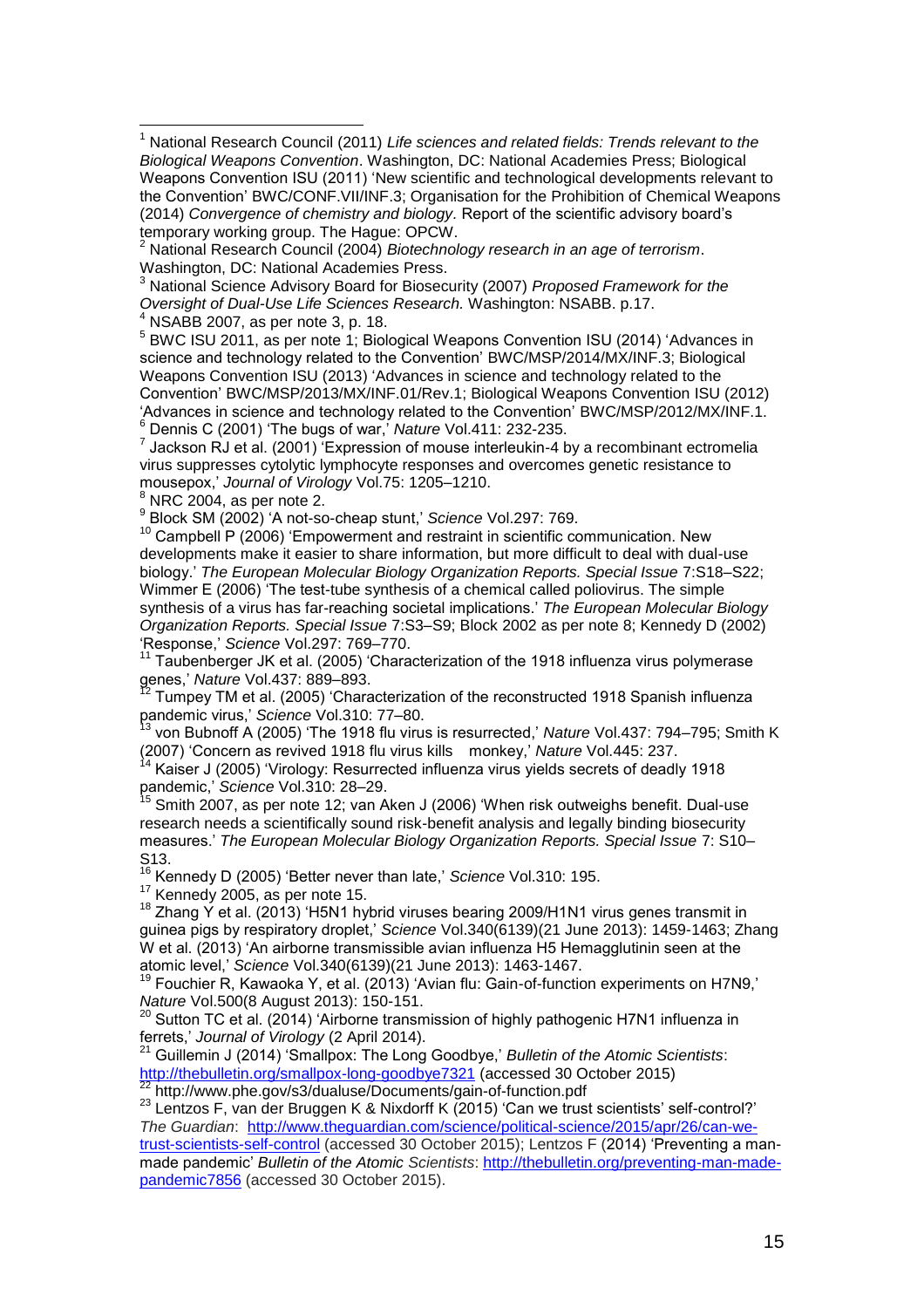[1] National Research Council (2011) *Life sciences and related fields: Trends relevant to the Biological Weapons Convention*. Washington, DC: National Academies Press; Biological Weapons Convention ISU (2011) 'New scientific and technological developments relevant to the Convention' BWC/CONF.VII/INF.3; Organisation for the Prohibition of Chemical Weapons (2014) *Convergence of chemistry and biology.* Report of the scientific advisory board's temporary working group. The Hague: OPCW.

[2] National Research Council (2004) *Biotechnology research in an age of terrorism*. Washington, DC: National Academies Press.

[3] National Science Advisory Board for Biosecurity (2007) *Proposed Framework for the Oversight of Dual-Use Life Sciences Research.* Washington: NSABB. p.17.

[4] NSABB 2007, as per note 3, p. 18.

[5] BWC ISU 2011, as per note 1; Biological Weapons Convention ISU (2014) 'Advances in science and technology related to the Convention' BWC/MSP/2014/MX/INF.3; Biological Weapons Convention ISU (2013) 'Advances in science and technology related to the Convention' BWC/MSP/2013/MX/INF.01/Rev.1; Biological Weapons Convention ISU (2012) 'Advances in science and technology related to the Convention' BWC/MSP/2012/MX/INF.1.

[6] Dennis C (2001) 'The bugs of war,' *Nature* Vol.411: 232-235.

[7] Jackson RJ et al. (2001) 'Expression of mouse interleukin-4 by a recombinant ectromelia virus suppresses cytolytic lymphocyte responses and overcomes genetic resistance to mousepox,' *Journal of Virology* Vol.75: 1205–1210.

[8] NRC 2004, as per note 2.

[9] Block SM (2002) 'A not-so-cheap stunt,' *Science* Vol.297: 769.

[10] Campbell P (2006) 'Empowerment and restraint in scientific communication. New developments make it easier to share information, but more difficult to deal with dual-use biology.' *The European Molecular Biology Organization Reports. Special Issue* 7:S18–S22; Wimmer E (2006) 'The test-tube synthesis of a chemical called poliovirus. The simple synthesis of a virus has far-reaching societal implications.' *The European Molecular Biology Organization Reports. Special Issue* 7:S3–S9; Block 2002 as per note 8; Kennedy D (2002) 'Response,' *Science* Vol.297: 769–770.

[11] Taubenberger JK et al. (2005) 'Characterization of the 1918 influenza virus polymerase genes,' *Nature* Vol.437: 889–893.

[12] Tumpey TM et al. (2005) 'Characterization of the reconstructed 1918 Spanish influenza pandemic virus,' *Science* Vol.310: 77–80.

[13] von Bubnoff A (2005) 'The 1918 flu virus is resurrected,' *Nature* Vol.437: 794–795; Smith K (2007) 'Concern as revived 1918 flu virus kills monkey,' *Nature* Vol.445: 237.

[14] Kaiser J (2005) 'Virology: Resurrected influenza virus yields secrets of deadly 1918 pandemic,' *Science* Vol.310: 28–29.

[15] Smith 2007, as per note 12; van Aken J (2006) 'When risk outweighs benefit. Dual-use research needs a scientifically sound risk-benefit analysis and legally binding biosecurity measures.' *The European Molecular Biology Organization Reports. Special Issue* 7: S10–S13.

[16] Kennedy D (2005) 'Better never than late,' *Science* Vol.310: 195.

[17] Kennedy 2005, as per note 15.

[18] Zhang Y et al. (2013) 'H5N1 hybrid viruses bearing 2009/H1N1 virus genes transmit in guinea pigs by respiratory droplet,' *Science* Vol.340(6139)(21 June 2013): 1459-1463; Zhang W et al. (2013) 'An airborne transmissible avian influenza H5 Hemagglutinin seen at the atomic level,' *Science* Vol.340(6139)(21 June 2013): 1463-1467.

[19] Fouchier R, Kawaoka Y, et al. (2013) 'Avian flu: Gain-of-function experiments on H7N9,' *Nature* Vol.500(8 August 2013): 150-151.

[20] Sutton TC et al. (2014) 'Airborne transmission of highly pathogenic H7N1 influenza in ferrets,' *Journal of Virology* (2 April 2014).

[21] Guillemin J (2014) 'Smallpox: The Long Goodbye,' *Bulletin of the Atomic Scientists*: http://thebulletin.org/smallpox-long-goodbye7321 (accessed 30 October 2015)

[22] http://www.phe.gov/s3/dualuse/Documents/gain-of-function.pdf

[23] Lentzos F, van der Bruggen K & Nixdorff K (2015) 'Can we trust scientists' self-control?' *The Guardian*: http://www.theguardian.com/science/political-science/2015/apr/26/can-we-trust-scientists-self-control (accessed 30 October 2015); Lentzos F (2014) 'Preventing a man-made pandemic' *Bulletin of the Atomic Scientists*: http://thebulletin.org/preventing-man-made-pandemic7856 (accessed 30 October 2015).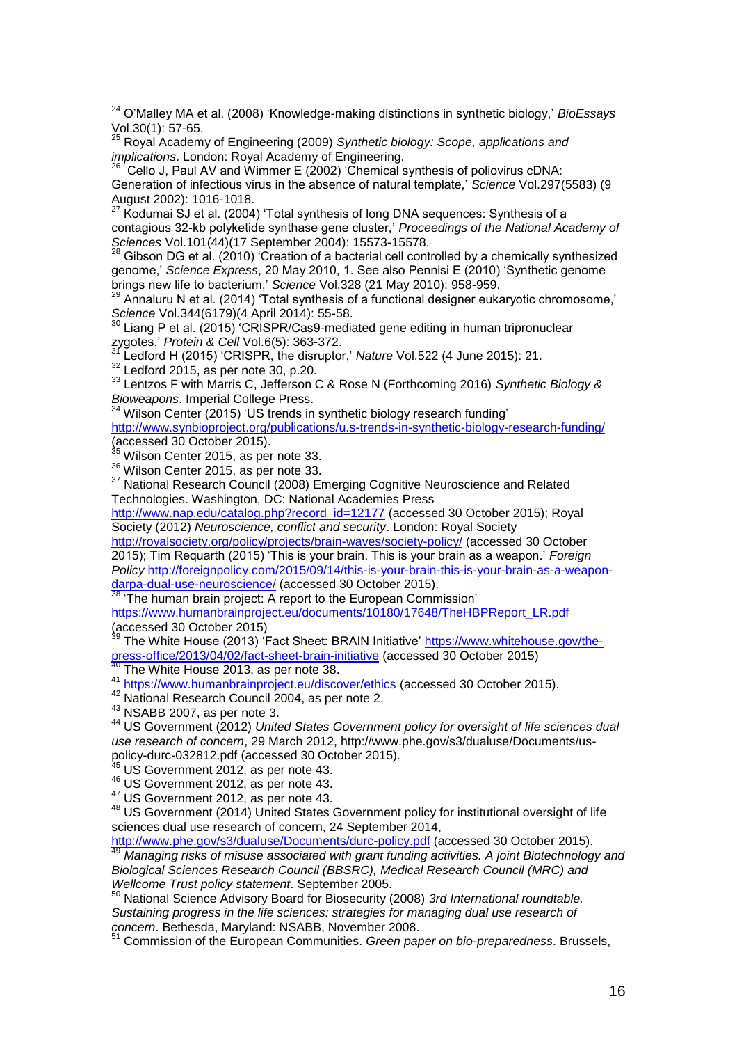[24] O'Malley MA et al. (2008) 'Knowledge-making distinctions in synthetic biology,' *BioEssays* Vol.30(1): 57-65.

[25] Royal Academy of Engineering (2009) *Synthetic biology: Scope, applications and implications*. London: Royal Academy of Engineering.

[26] Cello J, Paul AV and Wimmer E (2002) 'Chemical synthesis of poliovirus cDNA: Generation of infectious virus in the absence of natural template,' *Science* Vol.297(5583) (9 August 2002): 1016-1018.

[27] Kodumai SJ et al. (2004) 'Total synthesis of long DNA sequences: Synthesis of a contagious 32-kb polyketide synthase gene cluster,' *Proceedings of the National Academy of Sciences* Vol.101(44)(17 September 2004): 15573-15578.

[28] Gibson DG et al. (2010) 'Creation of a bacterial cell controlled by a chemically synthesized genome,' *Science Express*, 20 May 2010, 1. See also Pennisi E (2010) 'Synthetic genome brings new life to bacterium,' *Science* Vol.328 (21 May 2010): 958-959.

[29] Annaluru N et al. (2014) 'Total synthesis of a functional designer eukaryotic chromosome,' *Science* Vol.344(6179)(4 April 2014): 55-58.

[30] Liang P et al. (2015) 'CRISPR/Cas9-mediated gene editing in human tripronuclear zygotes,' *Protein & Cell* Vol.6(5): 363-372.

[31] Ledford H (2015) 'CRISPR, the disruptor,' *Nature* Vol.522 (4 June 2015): 21.

[32] Ledford 2015, as per note 30, p.20.

[33] Lentzos F with Marris C, Jefferson C & Rose N (Forthcoming 2016) *Synthetic Biology & Bioweapons*. Imperial College Press.

[34] Wilson Center (2015) 'US trends in synthetic biology research funding' http://www.synbioproject.org/publications/u.s-trends-in-synthetic-biology-research-funding/ (accessed 30 October 2015).

[35] Wilson Center 2015, as per note 33.

[36] Wilson Center 2015, as per note 33.

[37] National Research Council (2008) Emerging Cognitive Neuroscience and Related Technologies. Washington, DC: National Academies Press http://www.nap.edu/catalog.php?record_id=12177 (accessed 30 October 2015); Royal Society (2012) *Neuroscience, conflict and security*. London: Royal Society http://royalsociety.org/policy/projects/brain-waves/society-policy/ (accessed 30 October 2015); Tim Requarth (2015) 'This is your brain. This is your brain as a weapon.' *Foreign Policy* http://foreignpolicy.com/2015/09/14/this-is-your-brain-this-is-your-brain-as-a-weapon-darpa-dual-use-neuroscience/ (accessed 30 October 2015).

[38] 'The human brain project: A report to the European Commission' https://www.humanbrainproject.eu/documents/10180/17648/TheHBPReport_LR.pdf (accessed 30 October 2015)

[39] The White House (2013) 'Fact Sheet: BRAIN Initiative' https://www.whitehouse.gov/the-press-office/2013/04/02/fact-sheet-brain-initiative (accessed 30 October 2015)

[40] The White House 2013, as per note 38.

[41] https://www.humanbrainproject.eu/discover/ethics (accessed 30 October 2015).

[42] National Research Council 2004, as per note 2.

[43] NSABB 2007, as per note 3.

[44] US Government (2012) *United States Government policy for oversight of life sciences dual use research of concern*, 29 March 2012, http://www.phe.gov/s3/dualuse/Documents/us-policy-durc-032812.pdf (accessed 30 October 2015).

[45] US Government 2012, as per note 43.

[46] US Government 2012, as per note 43.

[47] US Government 2012, as per note 43.

[48] US Government (2014) United States Government policy for institutional oversight of life sciences dual use research of concern, 24 September 2014, http://www.phe.gov/s3/dualuse/Documents/durc-policy.pdf (accessed 30 October 2015).

[49] *Managing risks of misuse associated with grant funding activities. A joint Biotechnology and Biological Sciences Research Council (BBSRC), Medical Research Council (MRC) and Wellcome Trust policy statement*. September 2005.

[50] National Science Advisory Board for Biosecurity (2008) *3rd International roundtable. Sustaining progress in the life sciences: strategies for managing dual use research of concern*. Bethesda, Maryland: NSABB, November 2008.

[51] Commission of the European Communities. *Green paper on bio-preparedness*. Brussels,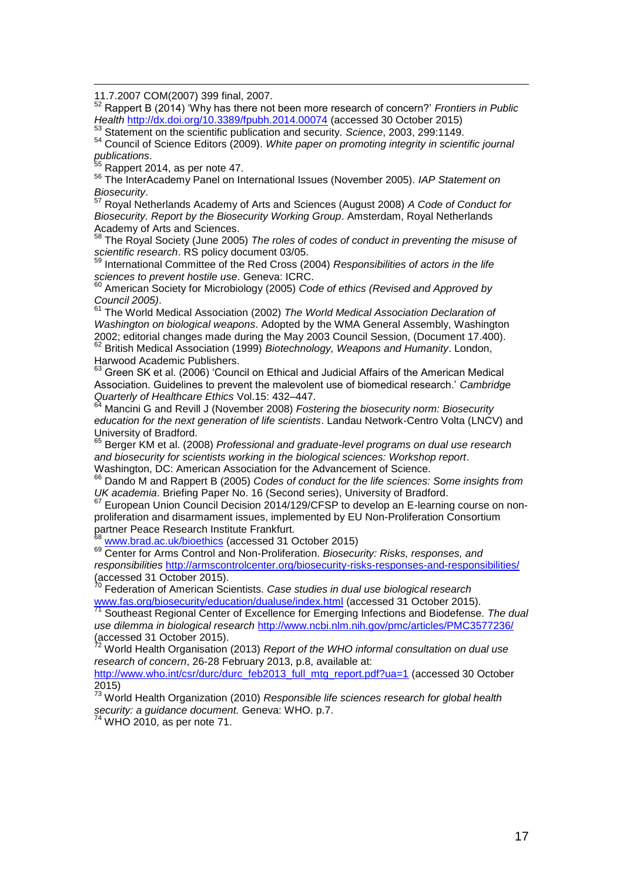11.7.2007 COM(2007) 399 final, 2007.

[52] Rappert B (2014) 'Why has there not been more research of concern?' *Frontiers in Public Health* http://dx.doi.org/10.3389/fpubh.2014.00074 (accessed 30 October 2015)

[53] Statement on the scientific publication and security. *Science*, 2003, 299:1149.

[54] Council of Science Editors (2009). *White paper on promoting integrity in scientific journal publications*.

[55] Rappert 2014, as per note 47.

[56] The InterAcademy Panel on International Issues (November 2005). *IAP Statement on Biosecurity*.

[57] Royal Netherlands Academy of Arts and Sciences (August 2008) *A Code of Conduct for Biosecurity. Report by the Biosecurity Working Group*. Amsterdam, Royal Netherlands Academy of Arts and Sciences.

[58] The Royal Society (June 2005) *The roles of codes of conduct in preventing the misuse of scientific research*. RS policy document 03/05.

[59] International Committee of the Red Cross (2004) *Responsibilities of actors in the life sciences to prevent hostile use*. Geneva: ICRC.

[60] American Society for Microbiology (2005) *Code of ethics (Revised and Approved by Council 2005)*.

[61] The World Medical Association (2002) *The World Medical Association Declaration of Washington on biological weapons*. Adopted by the WMA General Assembly, Washington 2002; editorial changes made during the May 2003 Council Session, (Document 17.400).

[62] British Medical Association (1999) *Biotechnology, Weapons and Humanity*. London, Harwood Academic Publishers.

[63] Green SK et al. (2006) 'Council on Ethical and Judicial Affairs of the American Medical Association. Guidelines to prevent the malevolent use of biomedical research.' *Cambridge Quarterly of Healthcare Ethics* Vol.15: 432–447.

[64] Mancini G and Revill J (November 2008) *Fostering the biosecurity norm: Biosecurity education for the next generation of life scientists*. Landau Network-Centro Volta (LNCV) and University of Bradford.

[65] Berger KM et al. (2008) *Professional and graduate-level programs on dual use research and biosecurity for scientists working in the biological sciences: Workshop report*. Washington, DC: American Association for the Advancement of Science.

[66] Dando M and Rappert B (2005) *Codes of conduct for the life sciences: Some insights from UK academia*. Briefing Paper No. 16 (Second series), University of Bradford.

[67] European Union Council Decision 2014/129/CFSP to develop an E-learning course on non-proliferation and disarmament issues, implemented by EU Non-Proliferation Consortium partner Peace Research Institute Frankfurt.

[68] www.brad.ac.uk/bioethics (accessed 31 October 2015)

[69] Center for Arms Control and Non-Proliferation. *Biosecurity: Risks, responses, and responsibilities* http://armscontrolcenter.org/biosecurity-risks-responses-and-responsibilities/ (accessed 31 October 2015).

[70] Federation of American Scientists. *Case studies in dual use biological research* www.fas.org/biosecurity/education/dualuse/index.html (accessed 31 October 2015).

[71] Southeast Regional Center of Excellence for Emerging Infections and Biodefense. *The dual use dilemma in biological research* http://www.ncbi.nlm.nih.gov/pmc/articles/PMC3577236/ (accessed 31 October 2015).

[72] World Health Organisation (2013) *Report of the WHO informal consultation on dual use research of concern*, 26-28 February 2013, p.8, available at: http://www.who.int/csr/durc/durc_feb2013_full_mtg_report.pdf?ua=1 (accessed 30 October 2015)

[73] World Health Organization (2010) *Responsible life sciences research for global health security: a guidance document.* Geneva: WHO. p.7.

[74] WHO 2010, as per note 71.